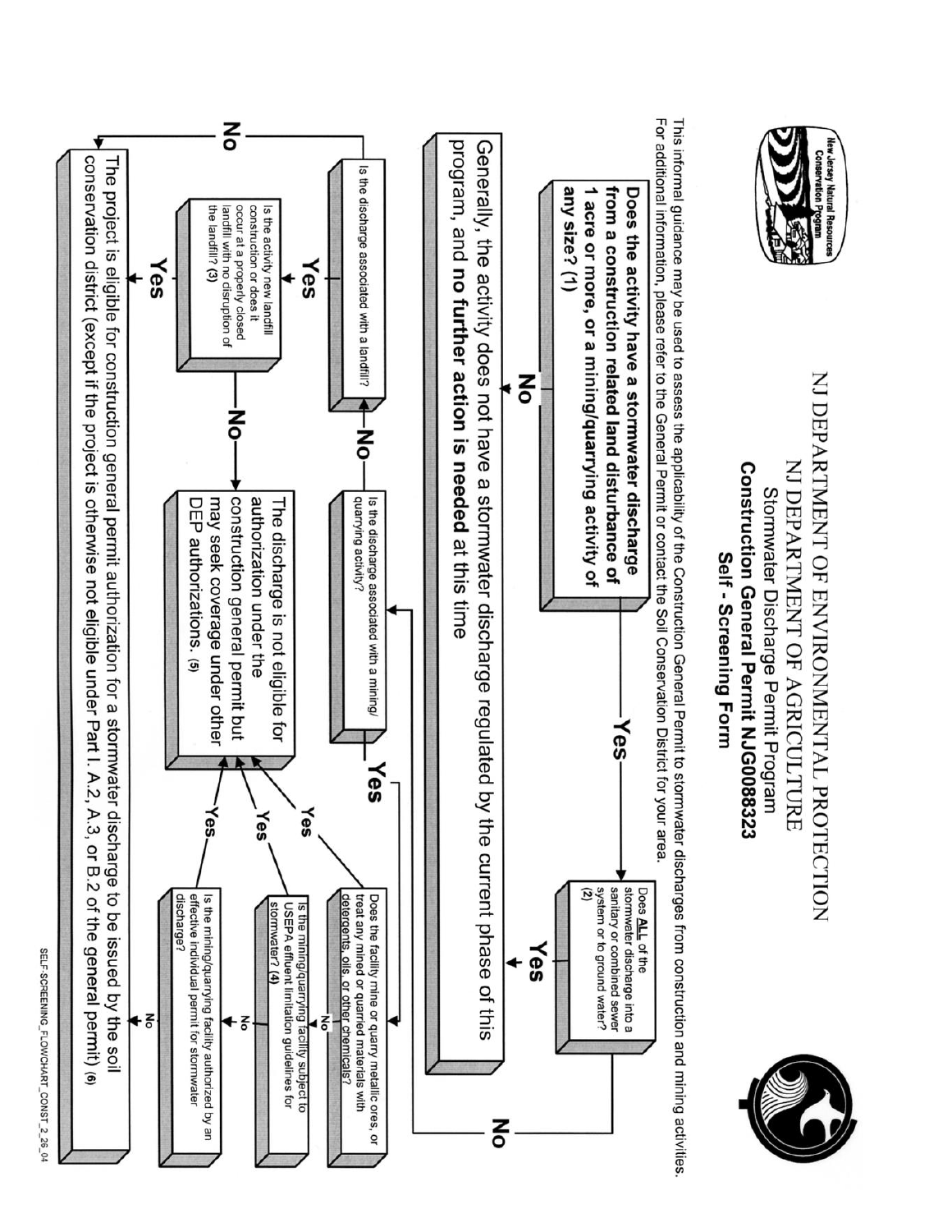# NJ DEPARTMENT OF ENVIRONMENTAL PROTECTION
# NJ DEPARTMENT OF AGRICULTURE

## Stormwater Discharge Permit Program
## Construction General Permit NJG0088323
### Self - Screening Form

This informal guidance may be used to assess the applicability of the Construction General Permit to stormwater discharges from construction and mining activities. For additional information, please refer to the General Permit or contact the Soil Conservation District for your area.

**Does the activity have a stormwater discharge from a construction related land disturbance of 1 acre or more, or a mining/quarrying activity of any size? (1)**

- **No** → Generally, the activity does not have a stormwater discharge regulated by the current phase of this program, and **no further action is needed** at this time
- **Yes** → Does **ALL** of the stormwater discharge into a sanitary or combined sewer system or to ground water? (2)
  - **Yes** → Generally, the activity does not have a stormwater discharge regulated by the current phase of this program, and **no further action is needed** at this time
  - **No** → Is the discharge associated with a mining/quarrying activity?
    - **Yes** → Does the facility mine or quarry metallic ores, or treat any mined or quarried materials with detergents, oils, or other chemicals?
      - **Yes** → The discharge is not eligible for authorization under the construction general permit but may seek coverage under other DEP authorizations. (5)
      - **No** → Is the mining/quarrying facility subject to USEPA effluent limitation guidelines for stormwater? (4)
        - **Yes** → The discharge is not eligible for authorization under the construction general permit but may seek coverage under other DEP authorizations. (5)
        - **No** → Is the mining/quarrying facility authorized by an effective individual permit for stormwater discharge?
          - **Yes** → The discharge is not eligible for authorization under the construction general permit but may seek coverage under other DEP authorizations. (5)
          - **No** → The project is eligible for construction general permit authorization for a stormwater discharge to be issued by the soil conservation district (except if the project is otherwise not eligible under Part I. A.2, A.3, or B.2 of the general permit) (6)
    - **No** → Is the discharge associated with a landfill?
      - **No** → The project is eligible for construction general permit authorization for a stormwater discharge to be issued by the soil conservation district (except if the project is otherwise not eligible under Part I. A.2, A.3, or B.2 of the general permit) (6)
      - **Yes** → Is the activity new landfill construction or does it occur at a properly closed landfill with no disruption of the landfill? (3)
        - **Yes** → The project is eligible for construction general permit authorization for a stormwater discharge to be issued by the soil conservation district (except if the project is otherwise not eligible under Part I. A.2, A.3, or B.2 of the general permit) (6)
        - **No** → The discharge is not eligible for authorization under the construction general permit but may seek coverage under other DEP authorizations. (5)

SELF-SCREENING_FLOWCHART_CONST_2_26_04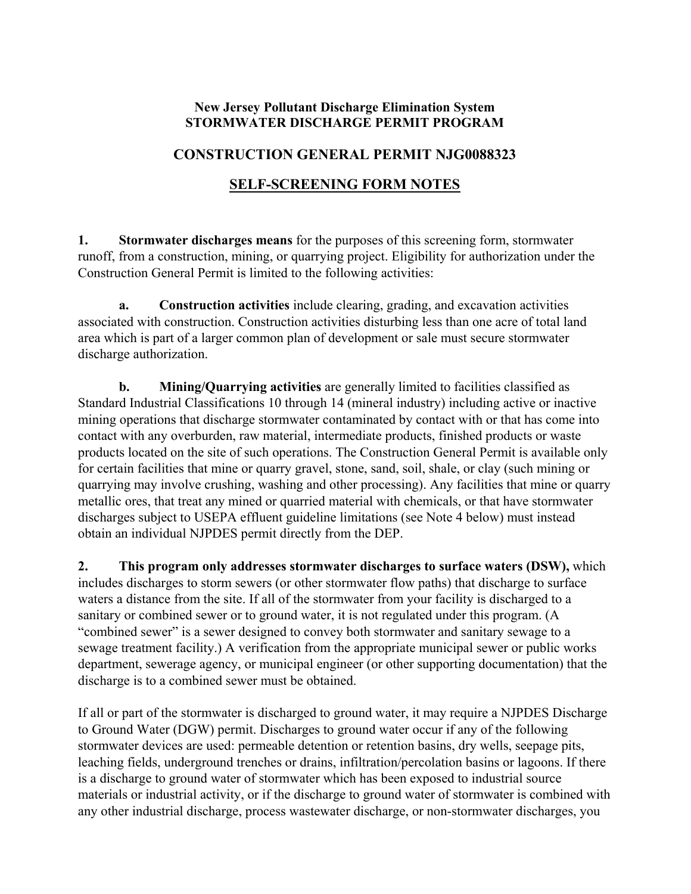**New Jersey Pollutant Discharge Elimination System**
**STORMWATER DISCHARGE PERMIT PROGRAM**

## CONSTRUCTION GENERAL PERMIT NJG0088323

## SELF-SCREENING FORM NOTES

**1. Stormwater discharges means** for the purposes of this screening form, stormwater runoff, from a construction, mining, or quarrying project. Eligibility for authorization under the Construction General Permit is limited to the following activities:

**a. Construction activities** include clearing, grading, and excavation activities associated with construction. Construction activities disturbing less than one acre of total land area which is part of a larger common plan of development or sale must secure stormwater discharge authorization.

**b. Mining/Quarrying activities** are generally limited to facilities classified as Standard Industrial Classifications 10 through 14 (mineral industry) including active or inactive mining operations that discharge stormwater contaminated by contact with or that has come into contact with any overburden, raw material, intermediate products, finished products or waste products located on the site of such operations. The Construction General Permit is available only for certain facilities that mine or quarry gravel, stone, sand, soil, shale, or clay (such mining or quarrying may involve crushing, washing and other processing). Any facilities that mine or quarry metallic ores, that treat any mined or quarried material with chemicals, or that have stormwater discharges subject to USEPA effluent guideline limitations (see Note 4 below) must instead obtain an individual NJPDES permit directly from the DEP.

**2. This program only addresses stormwater discharges to surface waters (DSW),** which includes discharges to storm sewers (or other stormwater flow paths) that discharge to surface waters a distance from the site. If all of the stormwater from your facility is discharged to a sanitary or combined sewer or to ground water, it is not regulated under this program. (A "combined sewer" is a sewer designed to convey both stormwater and sanitary sewage to a sewage treatment facility.) A verification from the appropriate municipal sewer or public works department, sewerage agency, or municipal engineer (or other supporting documentation) that the discharge is to a combined sewer must be obtained.

If all or part of the stormwater is discharged to ground water, it may require a NJPDES Discharge to Ground Water (DGW) permit. Discharges to ground water occur if any of the following stormwater devices are used: permeable detention or retention basins, dry wells, seepage pits, leaching fields, underground trenches or drains, infiltration/percolation basins or lagoons. If there is a discharge to ground water of stormwater which has been exposed to industrial source materials or industrial activity, or if the discharge to ground water of stormwater is combined with any other industrial discharge, process wastewater discharge, or non-stormwater discharges, you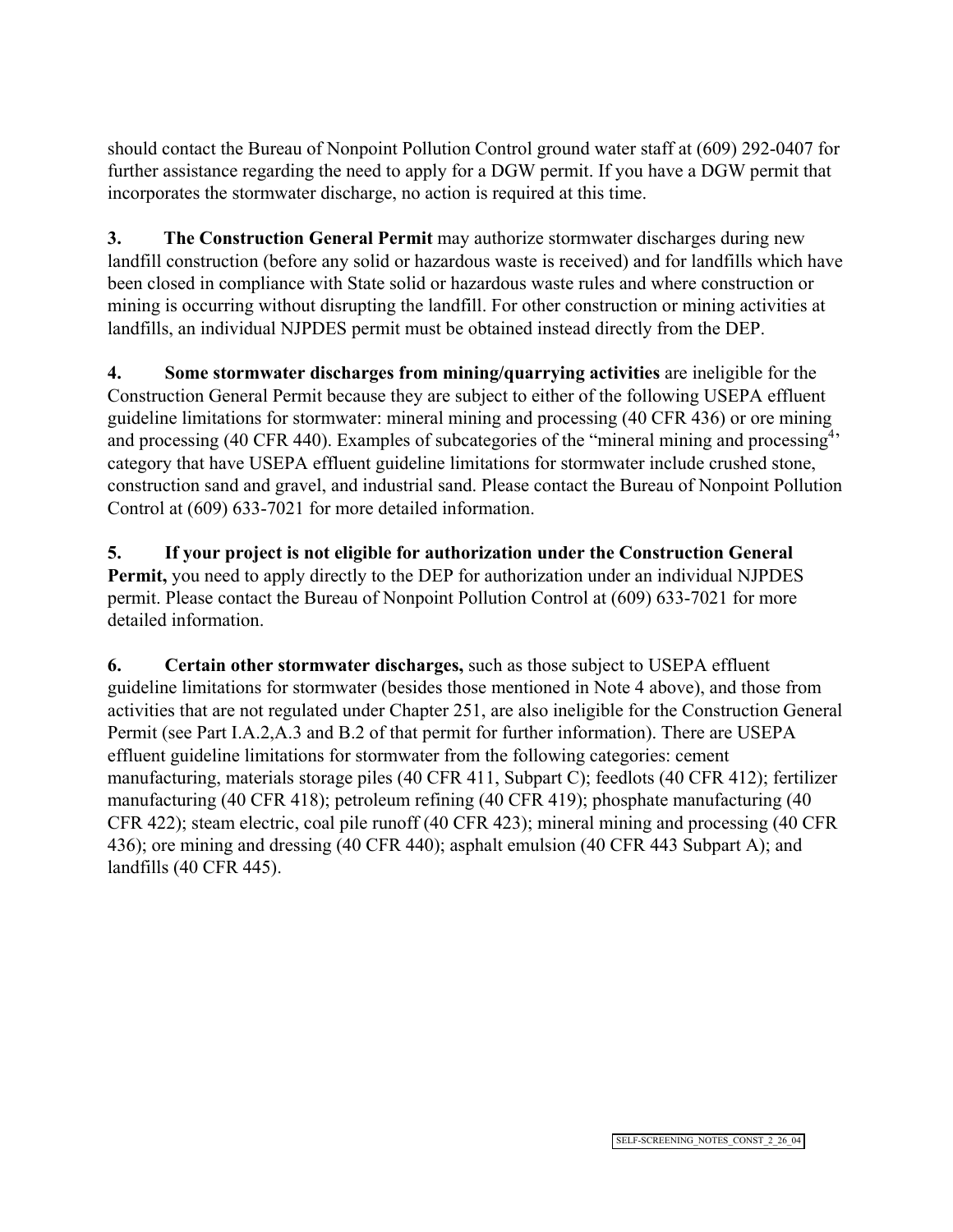should contact the Bureau of Nonpoint Pollution Control ground water staff at (609) 292-0407 for further assistance regarding the need to apply for a DGW permit. If you have a DGW permit that incorporates the stormwater discharge, no action is required at this time.

**3. The Construction General Permit** may authorize stormwater discharges during new landfill construction (before any solid or hazardous waste is received) and for landfills which have been closed in compliance with State solid or hazardous waste rules and where construction or mining is occurring without disrupting the landfill. For other construction or mining activities at landfills, an individual NJPDES permit must be obtained instead directly from the DEP.

**4. Some stormwater discharges from mining/quarrying activities** are ineligible for the Construction General Permit because they are subject to either of the following USEPA effluent guideline limitations for stormwater: mineral mining and processing (40 CFR 436) or ore mining and processing (40 CFR 440). Examples of subcategories of the "mineral mining and processing[4]' category that have USEPA effluent guideline limitations for stormwater include crushed stone, construction sand and gravel, and industrial sand. Please contact the Bureau of Nonpoint Pollution Control at (609) 633-7021 for more detailed information.

**5. If your project is not eligible for authorization under the Construction General Permit,** you need to apply directly to the DEP for authorization under an individual NJPDES permit. Please contact the Bureau of Nonpoint Pollution Control at (609) 633-7021 for more detailed information.

**6. Certain other stormwater discharges,** such as those subject to USEPA effluent guideline limitations for stormwater (besides those mentioned in Note 4 above), and those from activities that are not regulated under Chapter 251, are also ineligible for the Construction General Permit (see Part I.A.2,A.3 and B.2 of that permit for further information). There are USEPA effluent guideline limitations for stormwater from the following categories: cement manufacturing, materials storage piles (40 CFR 411, Subpart C); feedlots (40 CFR 412); fertilizer manufacturing (40 CFR 418); petroleum refining (40 CFR 419); phosphate manufacturing (40 CFR 422); steam electric, coal pile runoff (40 CFR 423); mineral mining and processing (40 CFR 436); ore mining and dressing (40 CFR 440); asphalt emulsion (40 CFR 443 Subpart A); and landfills (40 CFR 445).